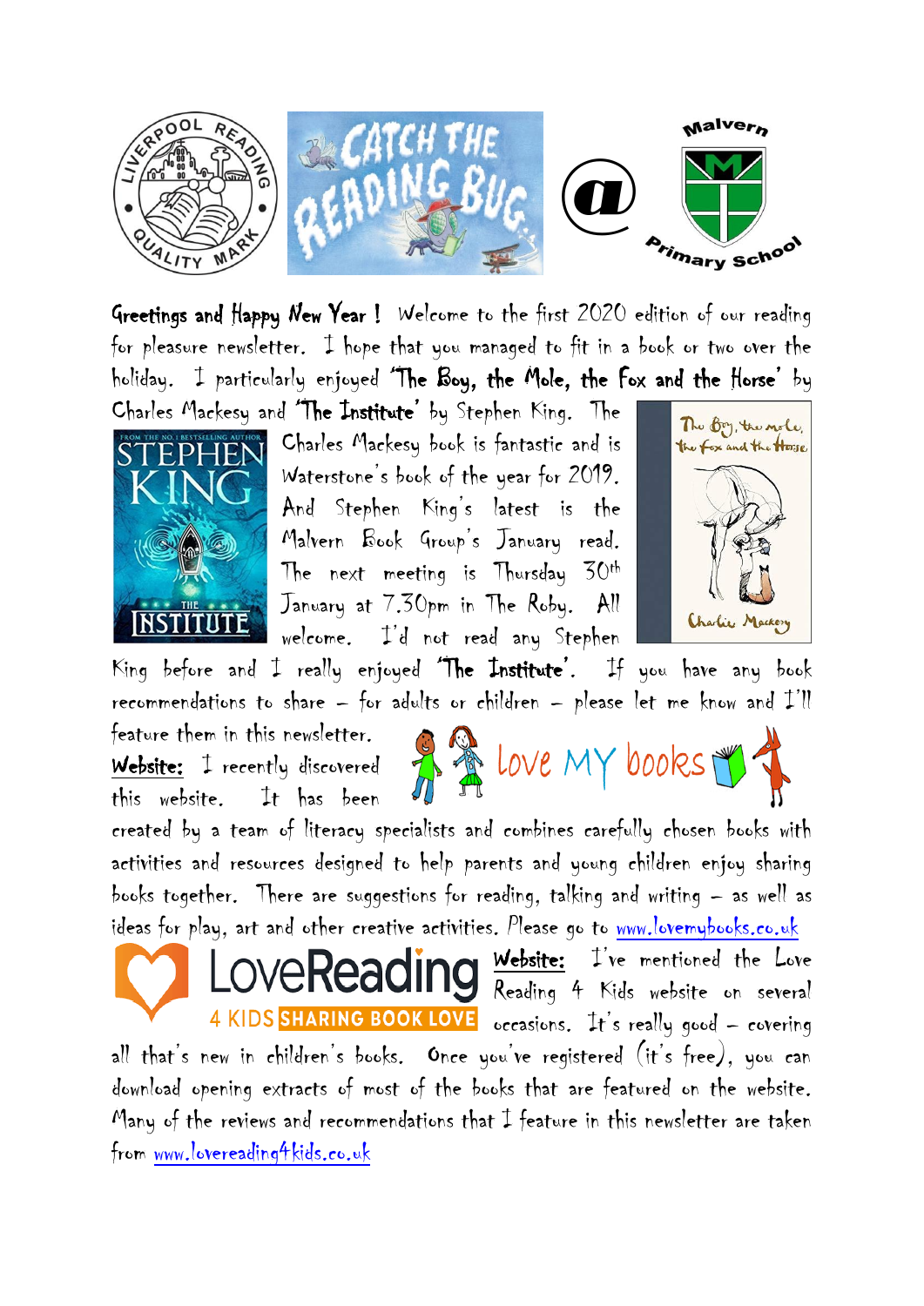**Greetings and Happy New Year !** Welcome to the first 2020 edition of our reading for pleasure newsletter. I hope that you managed to fit in a book or two over the holiday. I particularly enjoyed **'The Boy, the Mole, the Fox and the Horse'** by Charles Mackesy and **'The Institute'** by Stephen King. The Charles Mackesy book is fantastic and is Waterstone's book of the year for 2019. And Stephen King's latest is the Malvern Book Group's January read. The next meeting is Thursday 30th January at 7.30pm in The Roby. All welcome. I'd not read any Stephen King before and I really enjoyed **'The Institute'**. If you have any book recommendations to share – for adults or children – please let me know and I'll feature them in this newsletter.

**Website:** I recently discovered this website. It has been created by a team of literacy specialists and combines carefully chosen books with activities and resources designed to help parents and young children enjoy sharing books together. There are suggestions for reading, talking and writing – as well as ideas for play, art and other creative activities. Please go to www.lovemybooks.co.uk

**Website:** I've mentioned the Love Reading 4 Kids website on several occasions. It's really good – covering all that's new in children's books. Once you've registered (it's free), you can download opening extracts of most of the books that are featured on the website. Many of the reviews and recommendations that I feature in this newsletter are taken from www.lovereading4kids.co.uk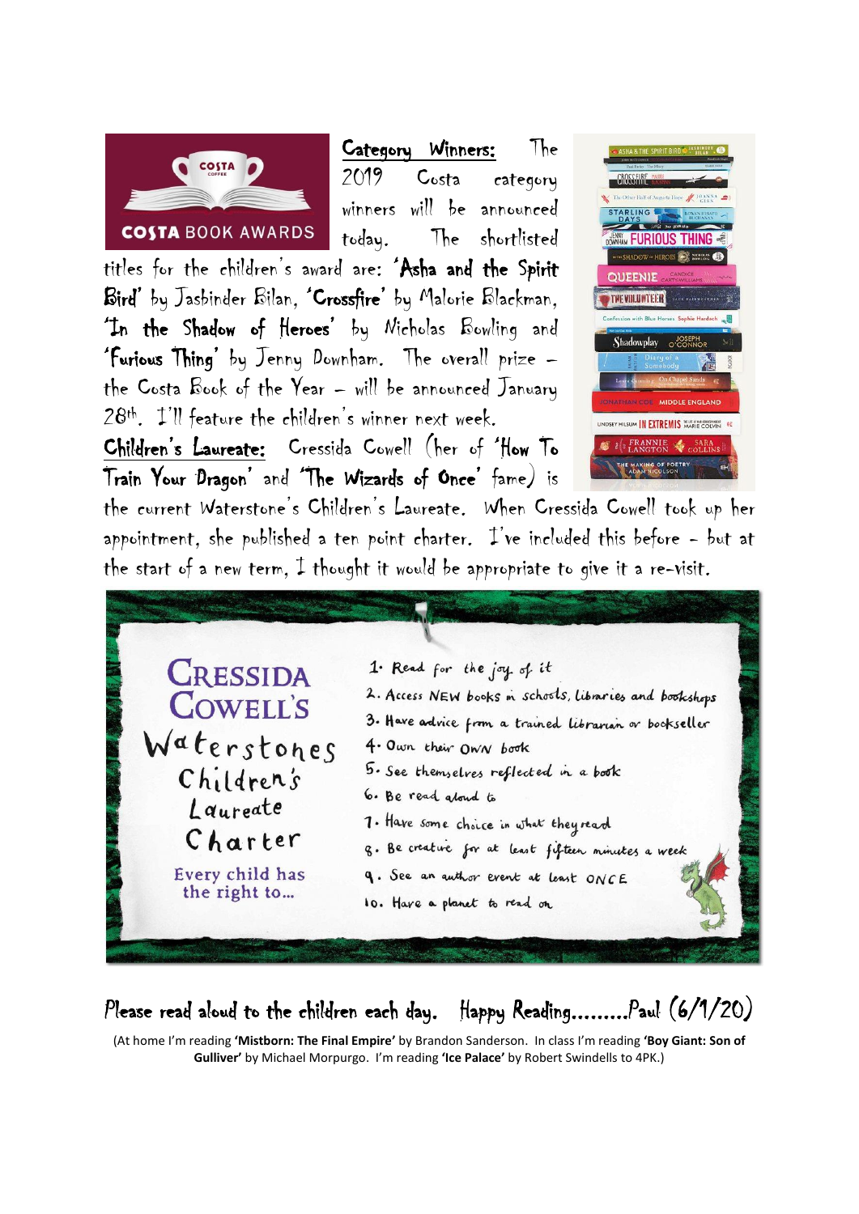**Category Winners:** The 2019 Costa category winners will be announced today. The shortlisted titles for the children's award are: **'Asha and the Spirit Bird'** by Jasbinder Bilan, **'Crossfire'** by Malorie Blackman, **'In the Shadow of Heroes'** by Nicholas Bowling and **'Furious Thing'** by Jenny Downham. The overall prize – the Costa Book of the Year – will be announced January 28th. I'll feature the children's winner next week.

**Children's Laureate:** Cressida Cowell (her of **'How To Train Your Dragon'** and **'The Wizards of Once'** fame) is the current Waterstone's Children's Laureate. When Cressida Cowell took up her appointment, she published a ten point charter. I've included this before – but at the start of a new term, I thought it would be appropriate to give it a re-visit.

## Cressida Cowell's Waterstones Children's Laureate Charter

Every child has the right to...

1. Read for the joy of it
2. Access NEW books in schools, libraries and bookshops
3. Have advice from a trained librarian or bookseller
4. Own their OWN book
5. See themselves reflected in a book
6. Be read aloud to
7. Have some choice in what they read
8. Be creative for at least fifteen minutes a week
9. See an author event at least ONCE
10. Have a planet to read on

Please read aloud to the children each day. Happy Reading.........Paul (6/1/20)

(At home I'm reading **'Mistborn: The Final Empire'** by Brandon Sanderson. In class I'm reading **'Boy Giant: Son of Gulliver'** by Michael Morpurgo. I'm reading **'Ice Palace'** by Robert Swindells to 4PK.)